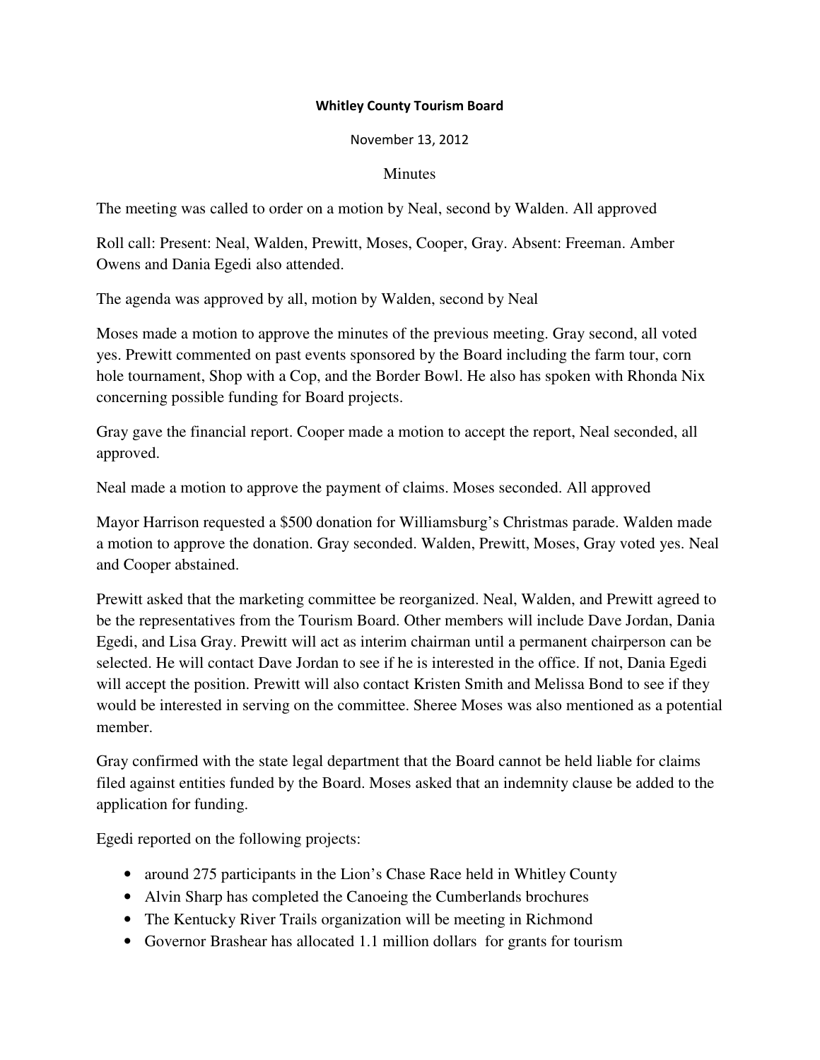# Whitley County Tourism Board

November 13, 2012

Minutes

The meeting was called to order on a motion by Neal, second by Walden. All approved

Roll call: Present: Neal, Walden, Prewitt, Moses, Cooper, Gray. Absent: Freeman. Amber Owens and Dania Egedi also attended.

The agenda was approved by all, motion by Walden, second by Neal

Moses made a motion to approve the minutes of the previous meeting. Gray second, all voted yes. Prewitt commented on past events sponsored by the Board including the farm tour, corn hole tournament, Shop with a Cop, and the Border Bowl. He also has spoken with Rhonda Nix concerning possible funding for Board projects.

Gray gave the financial report. Cooper made a motion to accept the report, Neal seconded, all approved.

Neal made a motion to approve the payment of claims. Moses seconded. All approved

Mayor Harrison requested a $500 donation for Williamsburg's Christmas parade. Walden made a motion to approve the donation. Gray seconded. Walden, Prewitt, Moses, Gray voted yes. Neal and Cooper abstained.

Prewitt asked that the marketing committee be reorganized. Neal, Walden, and Prewitt agreed to be the representatives from the Tourism Board. Other members will include Dave Jordan, Dania Egedi, and Lisa Gray. Prewitt will act as interim chairman until a permanent chairperson can be selected. He will contact Dave Jordan to see if he is interested in the office. If not, Dania Egedi will accept the position. Prewitt will also contact Kristen Smith and Melissa Bond to see if they would be interested in serving on the committee. Sheree Moses was also mentioned as a potential member.

Gray confirmed with the state legal department that the Board cannot be held liable for claims filed against entities funded by the Board. Moses asked that an indemnity clause be added to the application for funding.

Egedi reported on the following projects:

- around 275 participants in the Lion's Chase Race held in Whitley County
- Alvin Sharp has completed the Canoeing the Cumberlands brochures
- The Kentucky River Trails organization will be meeting in Richmond
- Governor Brashear has allocated 1.1 million dollars for grants for tourism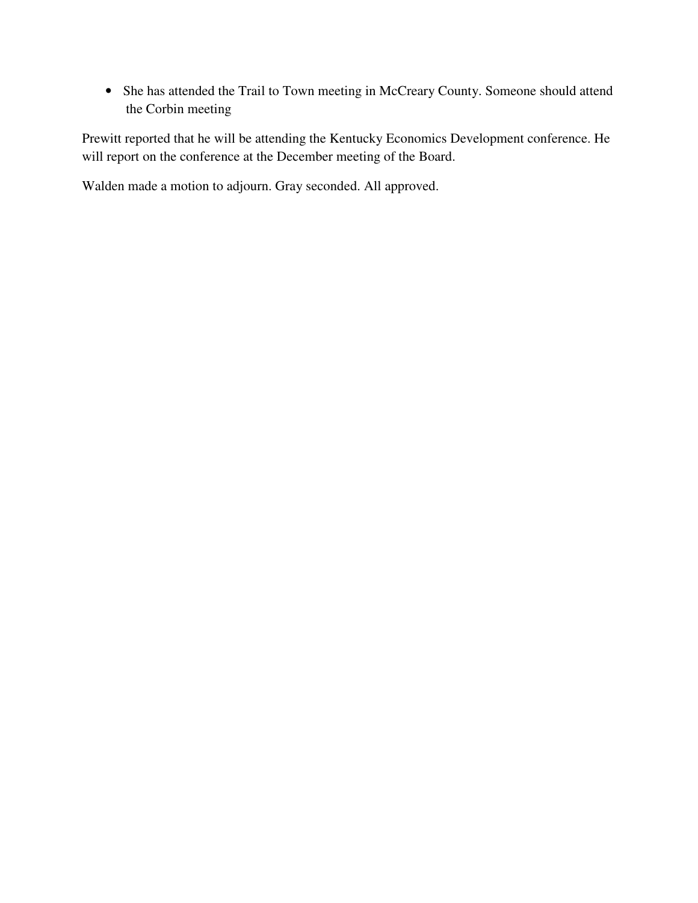- She has attended the Trail to Town meeting in McCreary County. Someone should attend the Corbin meeting

Prewitt reported that he will be attending the Kentucky Economics Development conference. He will report on the conference at the December meeting of the Board.

Walden made a motion to adjourn. Gray seconded. All approved.